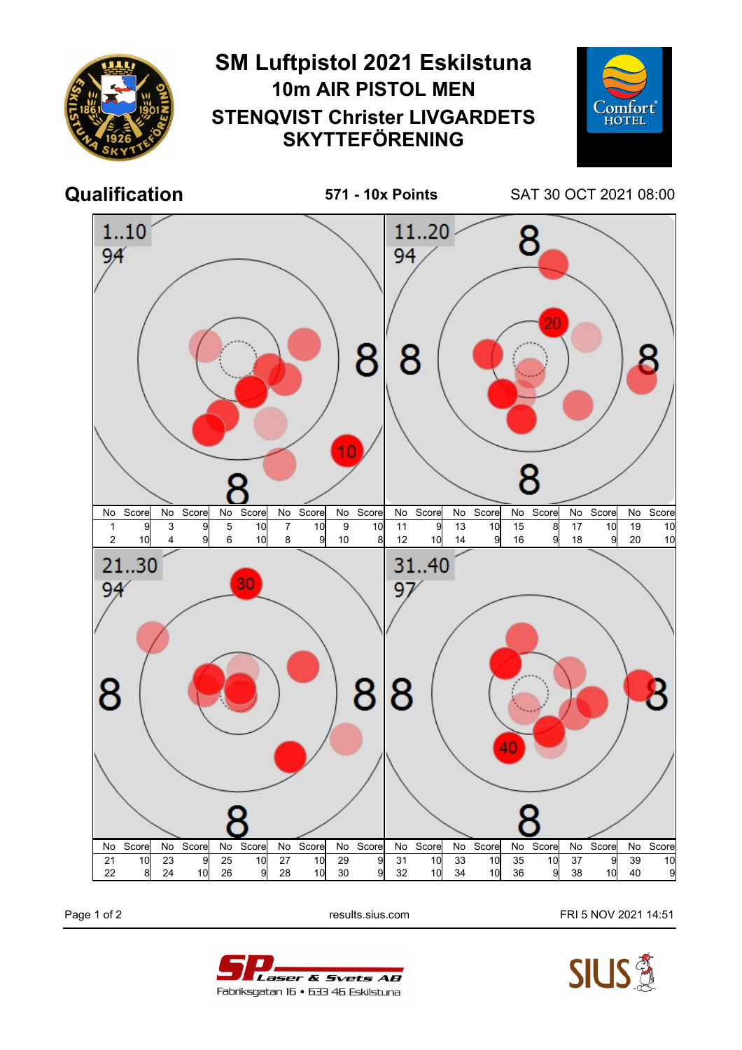# SM Luftpistol 2021 Eskilstuna

## 10m AIR PISTOL MEN

## STENQVIST Christer LIVGARDETS SKYTTEFÖRENING

**Qualification** | **571 - 10x Points** | SAT 30 OCT 2021 08:00

### 1..10 — 94

| No | Score | No | Score | No | Score | No | Score | No | Score |
|---|---|---|---|---|---|---|---|---|---|
| 1 | 9 | 3 | 9 | 5 | 10 | 7 | 10 | 9 | 10 |
| 2 | 10 | 4 | 9 | 6 | 10 | 8 | 9 | 10 | 8 |

### 11..20 — 94

| No | Score | No | Score | No | Score | No | Score | No | Score |
|---|---|---|---|---|---|---|---|---|---|
| 11 | 9 | 13 | 10 | 15 | 8 | 17 | 10 | 19 | 10 |
| 12 | 10 | 14 | 9 | 16 | 9 | 18 | 9 | 20 | 10 |

### 21..30 — 94

| No | Score | No | Score | No | Score | No | Score | No | Score |
|---|---|---|---|---|---|---|---|---|---|
| 21 | 10 | 23 | 9 | 25 | 10 | 27 | 10 | 29 | 9 |
| 22 | 8 | 24 | 10 | 26 | 9 | 28 | 10 | 30 | 9 |

### 31..40 — 97

| No | Score | No | Score | No | Score | No | Score | No | Score |
|---|---|---|---|---|---|---|---|---|---|
| 31 | 10 | 33 | 10 | 35 | 10 | 37 | 9 | 39 | 10 |
| 32 | 10 | 34 | 10 | 36 | 9 | 38 | 10 | 40 | 9 |

results.sius.com — FRI 5 NOV 2021 14:51

SP Laser & Svets AB
Fabriksgatan 16 • 633 46 Eskilstuna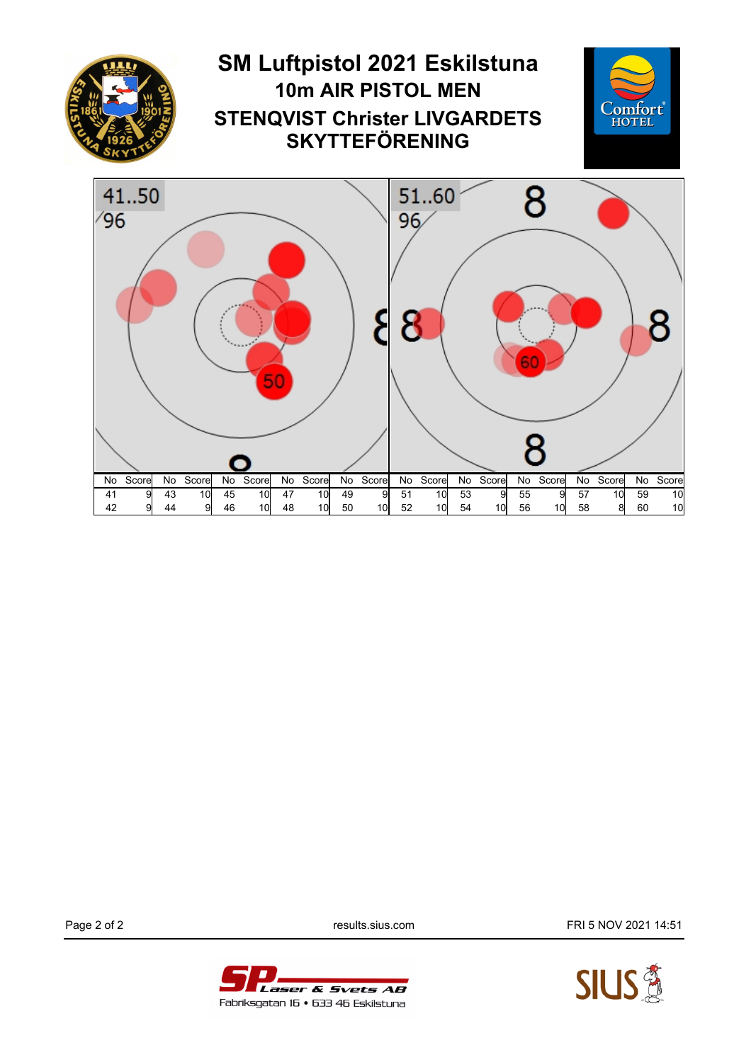# SM Luftpistol 2021 Eskilstuna

## 10m AIR PISTOL MEN

## STENQVIST Christer LIVGARDETS SKYTTEFÖRENING

41..50
96
50
8
8

51..60
96
8
8
8
8
60

| No | Score | No | Score | No | Score | No | Score | No | Score | No | Score | No | Score | No | Score | No | Score | No | Score |
|---|---|---|---|---|---|---|---|---|---|---|---|---|---|---|---|---|---|---|---|
| 41 | 9 | 43 | 10 | 45 | 10 | 47 | 10 | 49 | 9 | 51 | 10 | 53 | 9 | 55 | 9 | 57 | 10 | 59 | 10 |
| 42 | 9 | 44 | 9 | 46 | 10 | 48 | 10 | 50 | 10 | 52 | 10 | 54 | 10 | 56 | 10 | 58 | 8 | 60 | 10 |

results.sius.com

FRI 5 NOV 2021 14:51

SP Laser & Svets AB
Fabriksgatan 16 • 633 46 Eskilstuna

SIUS